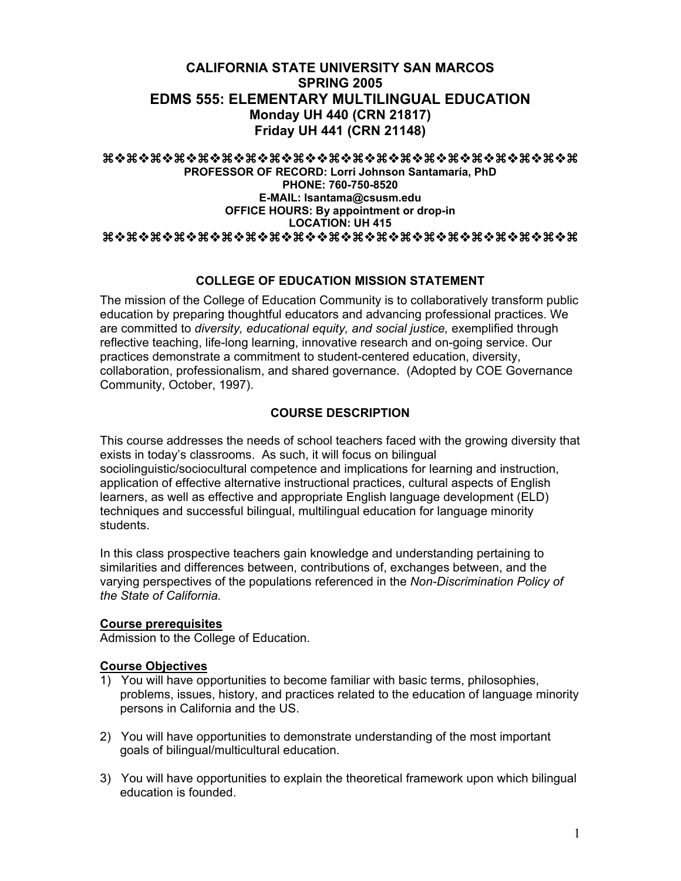# CALIFORNIA STATE UNIVERSITY SAN MARCOS
## SPRING 2005
# EDMS 555: ELEMENTARY MULTILINGUAL EDUCATION
### Monday UH 440 (CRN 21817)
### Friday UH 441 (CRN 21148)

⌘❖⌘❖⌘❖⌘❖⌘❖⌘❖⌘❖⌘❖⌘❖⌘❖⌘❖⌘❖⌘❖⌘❖⌘❖⌘❖⌘❖⌘❖⌘❖⌘❖⌘❖⌘

**PROFESSOR OF RECORD: Lorri Johnson Santamaría, PhD**
**PHONE: 760-750-8520**
**E-MAIL: lsantama@csusm.edu**
**OFFICE HOURS: By appointment or drop-in**
**LOCATION: UH 415**

⌘❖⌘❖⌘❖⌘❖⌘❖⌘❖⌘❖⌘❖⌘❖⌘❖⌘❖⌘❖⌘❖⌘❖⌘❖⌘❖⌘❖⌘❖⌘❖⌘❖⌘❖⌘

## COLLEGE OF EDUCATION MISSION STATEMENT

The mission of the College of Education Community is to collaboratively transform public education by preparing thoughtful educators and advancing professional practices. We are committed to *diversity, educational equity, and social justice,* exemplified through reflective teaching, life-long learning, innovative research and on-going service. Our practices demonstrate a commitment to student-centered education, diversity, collaboration, professionalism, and shared governance. (Adopted by COE Governance Community, October, 1997).

## COURSE DESCRIPTION

This course addresses the needs of school teachers faced with the growing diversity that exists in today's classrooms. As such, it will focus on bilingual sociolinguistic/sociocultural competence and implications for learning and instruction, application of effective alternative instructional practices, cultural aspects of English learners, as well as effective and appropriate English language development (ELD) techniques and successful bilingual, multilingual education for language minority students.

In this class prospective teachers gain knowledge and understanding pertaining to similarities and differences between, contributions of, exchanges between, and the varying perspectives of the populations referenced in the *Non-Discrimination Policy of the State of California.*

**Course prerequisites**

Admission to the College of Education.

**Course Objectives**

1) You will have opportunities to become familiar with basic terms, philosophies, problems, issues, history, and practices related to the education of language minority persons in California and the US.

2) You will have opportunities to demonstrate understanding of the most important goals of bilingual/multicultural education.

3) You will have opportunities to explain the theoretical framework upon which bilingual education is founded.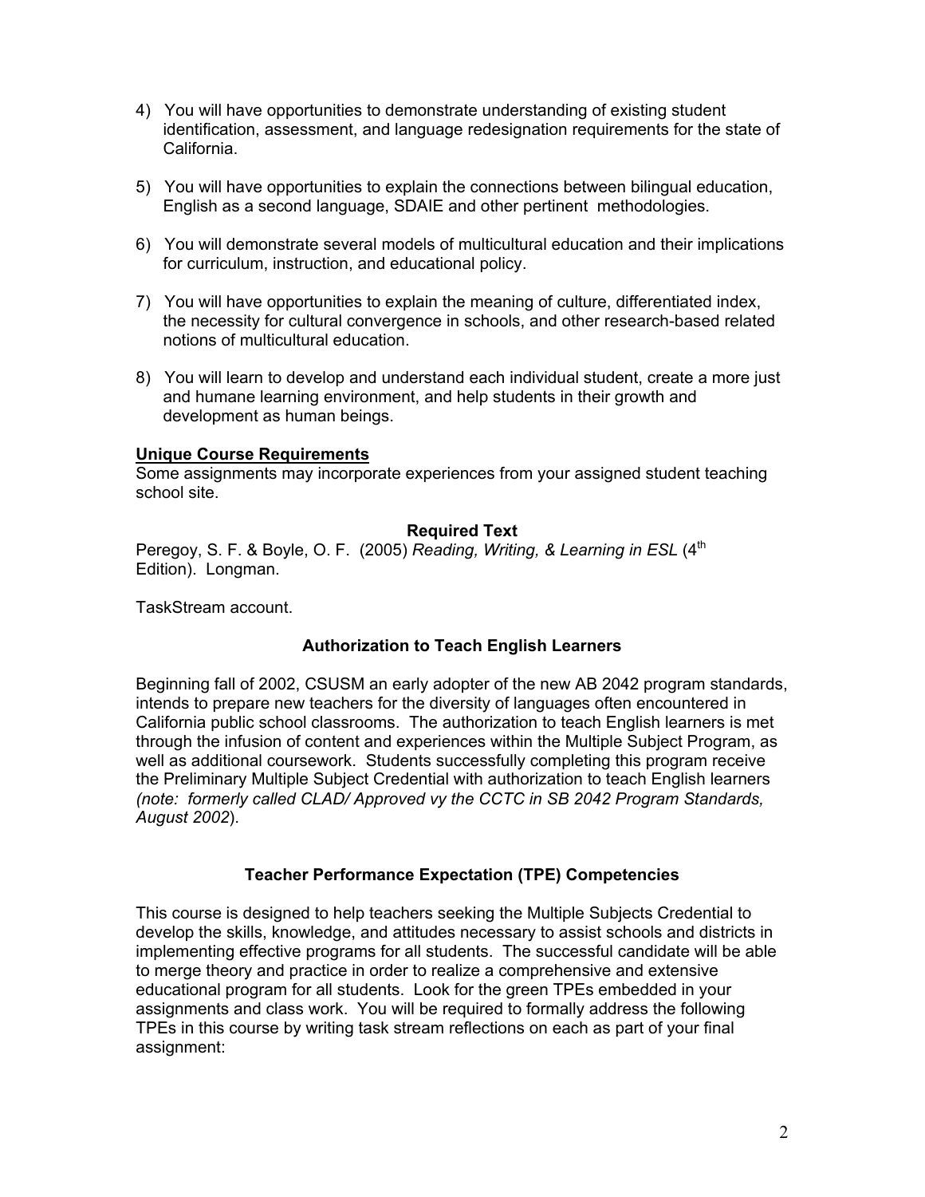4) You will have opportunities to demonstrate understanding of existing student identification, assessment, and language redesignation requirements for the state of California.

5) You will have opportunities to explain the connections between bilingual education, English as a second language, SDAIE and other pertinent methodologies.

6) You will demonstrate several models of multicultural education and their implications for curriculum, instruction, and educational policy.

7) You will have opportunities to explain the meaning of culture, differentiated index, the necessity for cultural convergence in schools, and other research-based related notions of multicultural education.

8) You will learn to develop and understand each individual student, create a more just and humane learning environment, and help students in their growth and development as human beings.

**Unique Course Requirements**

Some assignments may incorporate experiences from your assigned student teaching school site.

**Required Text**

Peregoy, S. F. & Boyle, O. F. (2005) *Reading, Writing, & Learning in ESL* (4th Edition). Longman.

TaskStream account.

**Authorization to Teach English Learners**

Beginning fall of 2002, CSUSM an early adopter of the new AB 2042 program standards, intends to prepare new teachers for the diversity of languages often encountered in California public school classrooms. The authorization to teach English learners is met through the infusion of content and experiences within the Multiple Subject Program, as well as additional coursework. Students successfully completing this program receive the Preliminary Multiple Subject Credential with authorization to teach English learners *(note: formerly called CLAD/ Approved vy the CCTC in SB 2042 Program Standards, August 2002*).

**Teacher Performance Expectation (TPE) Competencies**

This course is designed to help teachers seeking the Multiple Subjects Credential to develop the skills, knowledge, and attitudes necessary to assist schools and districts in implementing effective programs for all students. The successful candidate will be able to merge theory and practice in order to realize a comprehensive and extensive educational program for all students. Look for the green TPEs embedded in your assignments and class work. You will be required to formally address the following TPEs in this course by writing task stream reflections on each as part of your final assignment: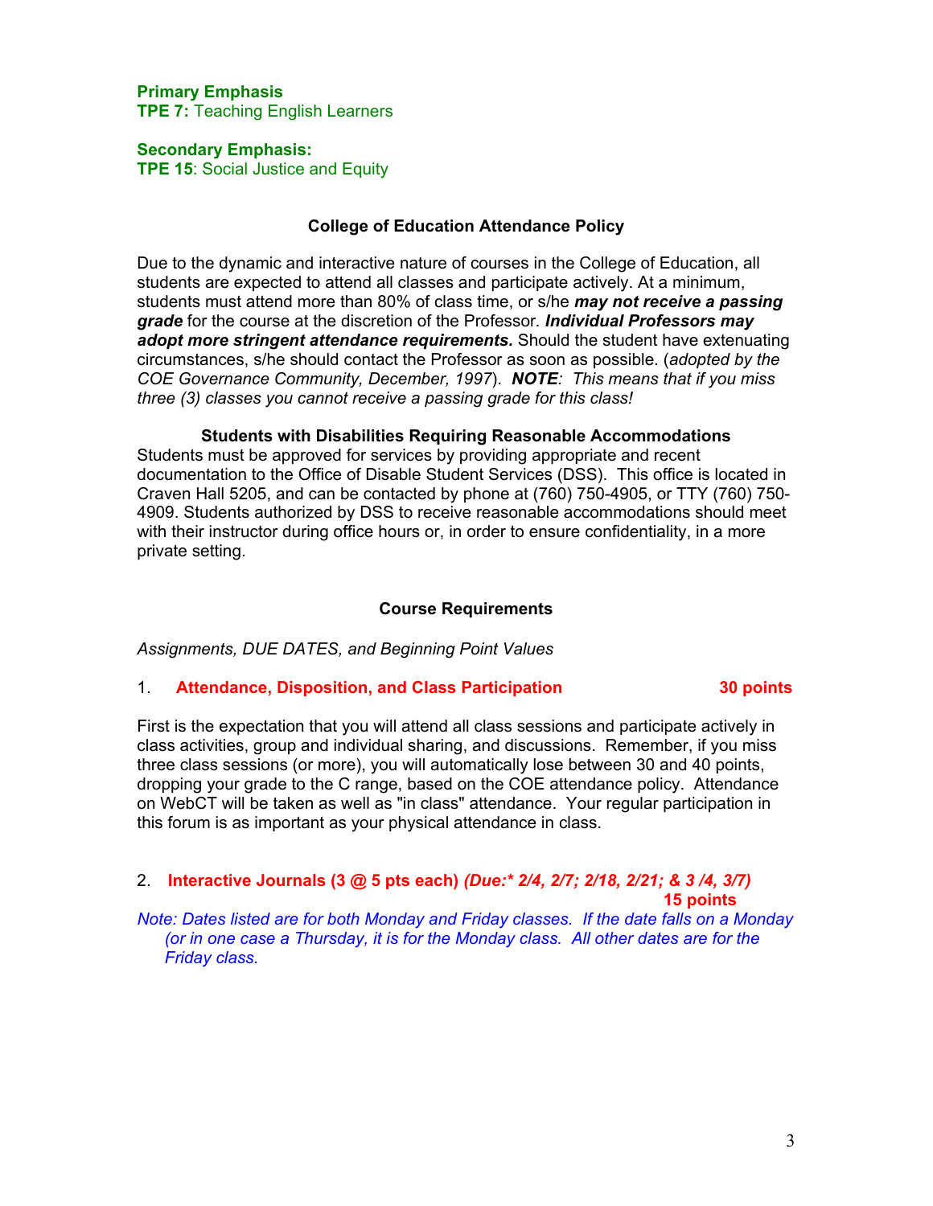**Primary Emphasis**
**TPE 7:** Teaching English Learners

**Secondary Emphasis:**
**TPE 15**: Social Justice and Equity

### College of Education Attendance Policy

Due to the dynamic and interactive nature of courses in the College of Education, all students are expected to attend all classes and participate actively. At a minimum, students must attend more than 80% of class time, or s/he ***may not receive a passing grade*** for the course at the discretion of the Professor. ***Individual Professors may adopt more stringent attendance requirements.*** Should the student have extenuating circumstances, s/he should contact the Professor as soon as possible. (*adopted by the COE Governance Community, December, 1997*). ***NOTE****: This means that if you miss three (3) classes you cannot receive a passing grade for this class!*

### Students with Disabilities Requiring Reasonable Accommodations

Students must be approved for services by providing appropriate and recent documentation to the Office of Disable Student Services (DSS). This office is located in Craven Hall 5205, and can be contacted by phone at (760) 750-4905, or TTY (760) 750-4909. Students authorized by DSS to receive reasonable accommodations should meet with their instructor during office hours or, in order to ensure confidentiality, in a more private setting.

### Course Requirements

*Assignments, DUE DATES, and Beginning Point Values*

1. **Attendance, Disposition, and Class Participation** **30 points**

First is the expectation that you will attend all class sessions and participate actively in class activities, group and individual sharing, and discussions. Remember, if you miss three class sessions (or more), you will automatically lose between 30 and 40 points, dropping your grade to the C range, based on the COE attendance policy. Attendance on WebCT will be taken as well as "in class" attendance. Your regular participation in this forum is as important as your physical attendance in class.

2. **Interactive Journals (3 @ 5 pts each)** ***(Due:\* 2/4, 2/7; 2/18, 2/21; & 3 /4, 3/7)*** **15 points**

*Note: Dates listed are for both Monday and Friday classes. If the date falls on a Monday (or in one case a Thursday, it is for the Monday class. All other dates are for the Friday class.*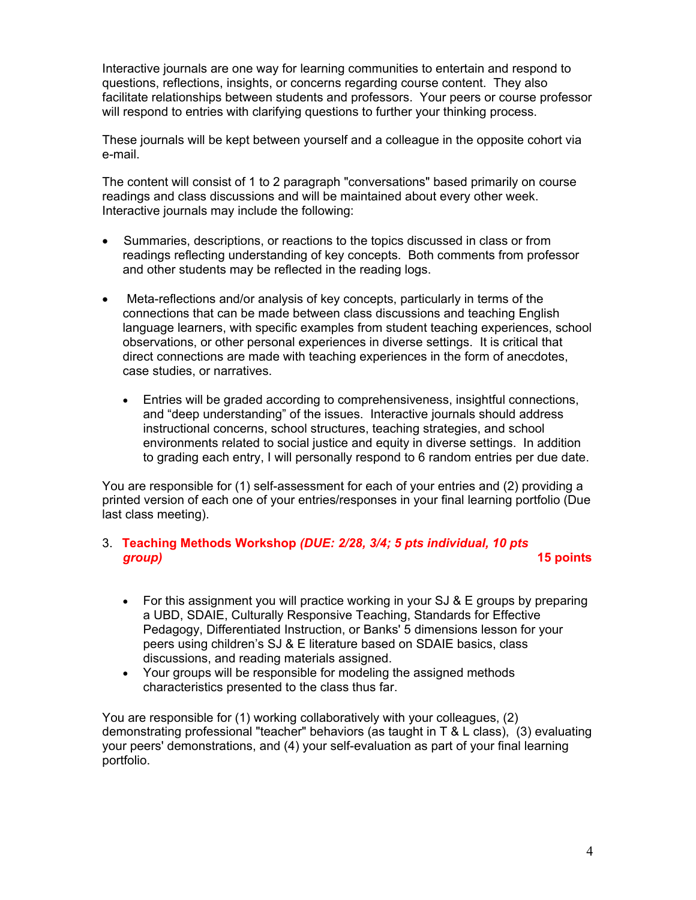Interactive journals are one way for learning communities to entertain and respond to questions, reflections, insights, or concerns regarding course content. They also facilitate relationships between students and professors. Your peers or course professor will respond to entries with clarifying questions to further your thinking process.

These journals will be kept between yourself and a colleague in the opposite cohort via e-mail.

The content will consist of 1 to 2 paragraph "conversations" based primarily on course readings and class discussions and will be maintained about every other week. Interactive journals may include the following:

- Summaries, descriptions, or reactions to the topics discussed in class or from readings reflecting understanding of key concepts. Both comments from professor and other students may be reflected in the reading logs.

- Meta-reflections and/or analysis of key concepts, particularly in terms of the connections that can be made between class discussions and teaching English language learners, with specific examples from student teaching experiences, school observations, or other personal experiences in diverse settings. It is critical that direct connections are made with teaching experiences in the form of anecdotes, case studies, or narratives.

    - Entries will be graded according to comprehensiveness, insightful connections, and "deep understanding" of the issues. Interactive journals should address instructional concerns, school structures, teaching strategies, and school environments related to social justice and equity in diverse settings. In addition to grading each entry, I will personally respond to 6 random entries per due date.

You are responsible for (1) self-assessment for each of your entries and (2) providing a printed version of each one of your entries/responses in your final learning portfolio (Due last class meeting).

3. **Teaching Methods Workshop** ***(DUE: 2/28, 3/4; 5 pts individual, 10 pts group)*** **15 points**

    - For this assignment you will practice working in your SJ & E groups by preparing a UBD, SDAIE, Culturally Responsive Teaching, Standards for Effective Pedagogy, Differentiated Instruction, or Banks' 5 dimensions lesson for your peers using children's SJ & E literature based on SDAIE basics, class discussions, and reading materials assigned.
    - Your groups will be responsible for modeling the assigned methods characteristics presented to the class thus far.

You are responsible for (1) working collaboratively with your colleagues, (2) demonstrating professional "teacher" behaviors (as taught in T & L class), (3) evaluating your peers' demonstrations, and (4) your self-evaluation as part of your final learning portfolio.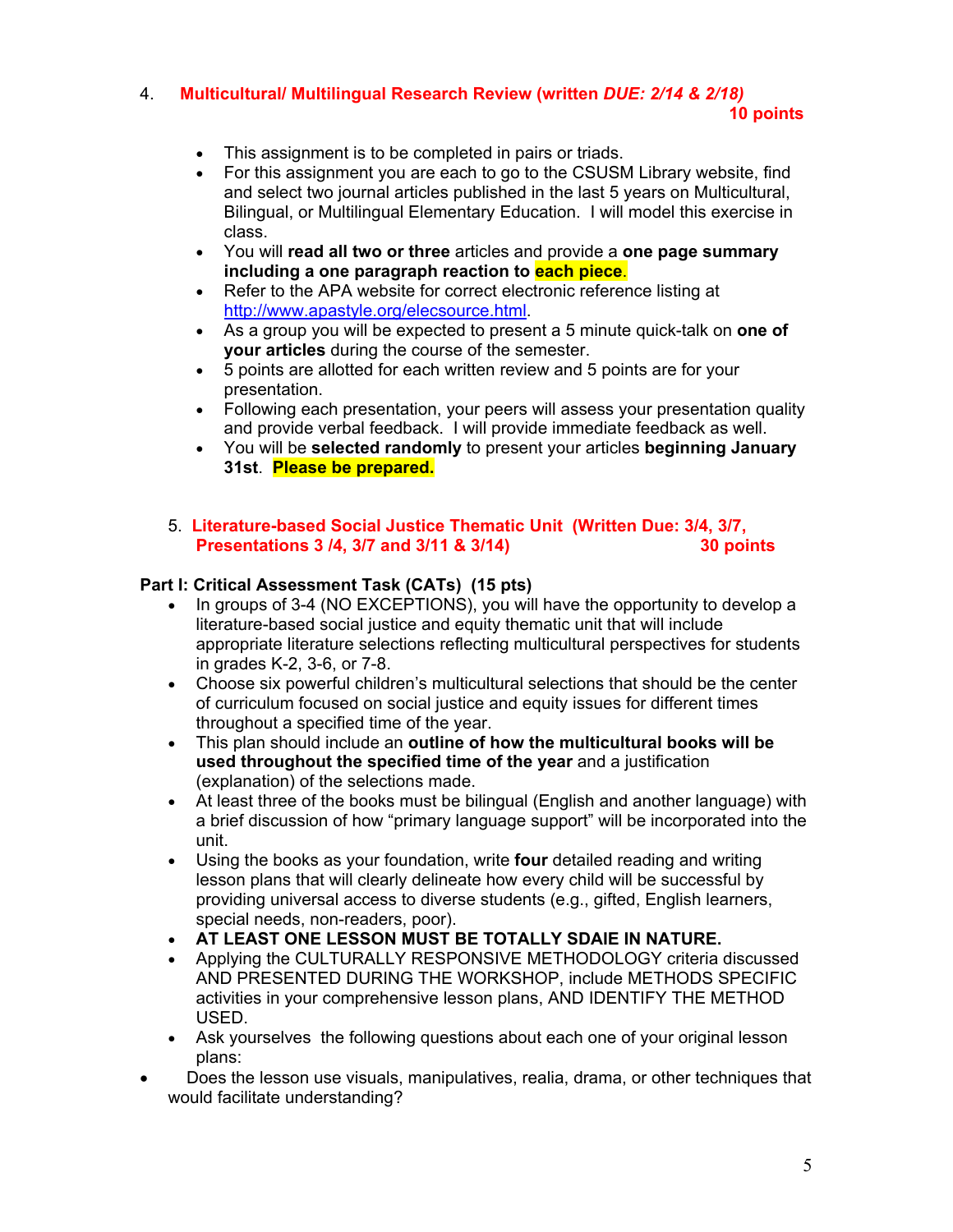4. **Multicultural/ Multilingual Research Review (written *DUE: 2/14 & 2/18)***
**10 points**

- This assignment is to be completed in pairs or triads.
- For this assignment you are each to go to the CSUSM Library website, find and select two journal articles published in the last 5 years on Multicultural, Bilingual, or Multilingual Elementary Education. I will model this exercise in class.
- You will **read all two or three** articles and provide a **one page summary including a one paragraph reaction to each piece**.
- Refer to the APA website for correct electronic reference listing at http://www.apastyle.org/elecsource.html.
- As a group you will be expected to present a 5 minute quick-talk on **one of your articles** during the course of the semester.
- 5 points are allotted for each written review and 5 points are for your presentation.
- Following each presentation, your peers will assess your presentation quality and provide verbal feedback. I will provide immediate feedback as well.
- You will be **selected randomly** to present your articles **beginning January 31st**. **Please be prepared.**

5. **Literature-based Social Justice Thematic Unit (Written Due: 3/4, 3/7, Presentations 3 /4, 3/7 and 3/11 & 3/14)** **30 points**

**Part I: Critical Assessment Task (CATs) (15 pts)**

- In groups of 3-4 (NO EXCEPTIONS), you will have the opportunity to develop a literature-based social justice and equity thematic unit that will include appropriate literature selections reflecting multicultural perspectives for students in grades K-2, 3-6, or 7-8.
- Choose six powerful children's multicultural selections that should be the center of curriculum focused on social justice and equity issues for different times throughout a specified time of the year.
- This plan should include an **outline of how the multicultural books will be used throughout the specified time of the year** and a justification (explanation) of the selections made.
- At least three of the books must be bilingual (English and another language) with a brief discussion of how "primary language support" will be incorporated into the unit.
- Using the books as your foundation, write **four** detailed reading and writing lesson plans that will clearly delineate how every child will be successful by providing universal access to diverse students (e.g., gifted, English learners, special needs, non-readers, poor).
- **AT LEAST ONE LESSON MUST BE TOTALLY SDAIE IN NATURE.**
- Applying the CULTURALLY RESPONSIVE METHODOLOGY criteria discussed AND PRESENTED DURING THE WORKSHOP, include METHODS SPECIFIC activities in your comprehensive lesson plans, AND IDENTIFY THE METHOD USED.
- Ask yourselves the following questions about each one of your original lesson plans:
- Does the lesson use visuals, manipulatives, realia, drama, or other techniques that would facilitate understanding?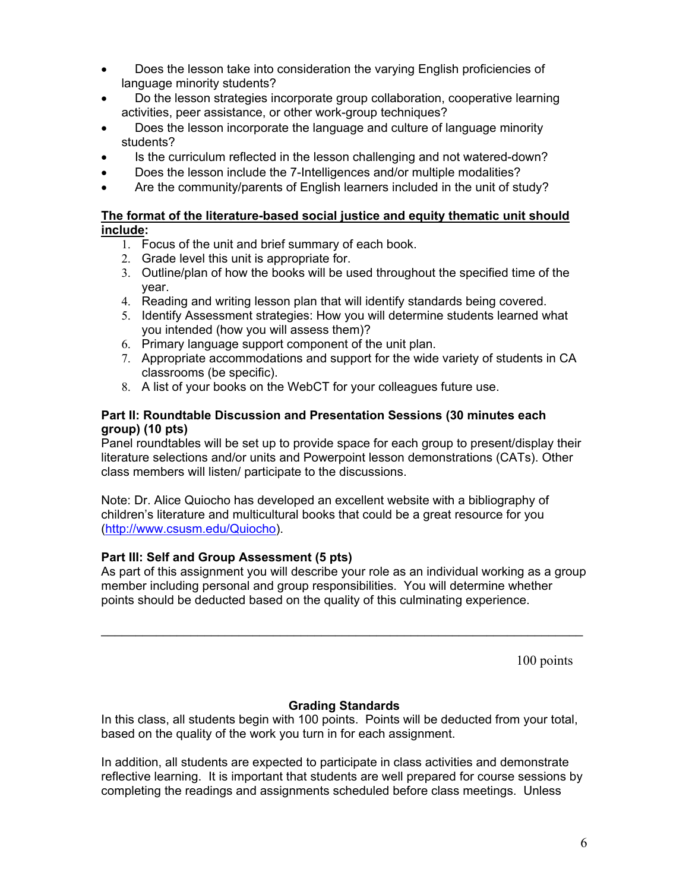- Does the lesson take into consideration the varying English proficiencies of language minority students?
- Do the lesson strategies incorporate group collaboration, cooperative learning activities, peer assistance, or other work-group techniques?
- Does the lesson incorporate the language and culture of language minority students?
- Is the curriculum reflected in the lesson challenging and not watered-down?
- Does the lesson include the 7-Intelligences and/or multiple modalities?
- Are the community/parents of English learners included in the unit of study?

**The format of the literature-based social justice and equity thematic unit should include:**

1. Focus of the unit and brief summary of each book.
2. Grade level this unit is appropriate for.
3. Outline/plan of how the books will be used throughout the specified time of the year.
4. Reading and writing lesson plan that will identify standards being covered.
5. Identify Assessment strategies: How you will determine students learned what you intended (how you will assess them)?
6. Primary language support component of the unit plan.
7. Appropriate accommodations and support for the wide variety of students in CA classrooms (be specific).
8. A list of your books on the WebCT for your colleagues future use.

**Part II: Roundtable Discussion and Presentation Sessions (30 minutes each group) (10 pts)**

Panel roundtables will be set up to provide space for each group to present/display their literature selections and/or units and Powerpoint lesson demonstrations (CATs). Other class members will listen/ participate to the discussions.

Note: Dr. Alice Quiocho has developed an excellent website with a bibliography of children's literature and multicultural books that could be a great resource for you (http://www.csusm.edu/Quiocho).

**Part III: Self and Group Assessment (5 pts)**

As part of this assignment you will describe your role as an individual working as a group member including personal and group responsibilities. You will determine whether points should be deducted based on the quality of this culminating experience.

---

100 points

**Grading Standards**

In this class, all students begin with 100 points. Points will be deducted from your total, based on the quality of the work you turn in for each assignment.

In addition, all students are expected to participate in class activities and demonstrate reflective learning. It is important that students are well prepared for course sessions by completing the readings and assignments scheduled before class meetings. Unless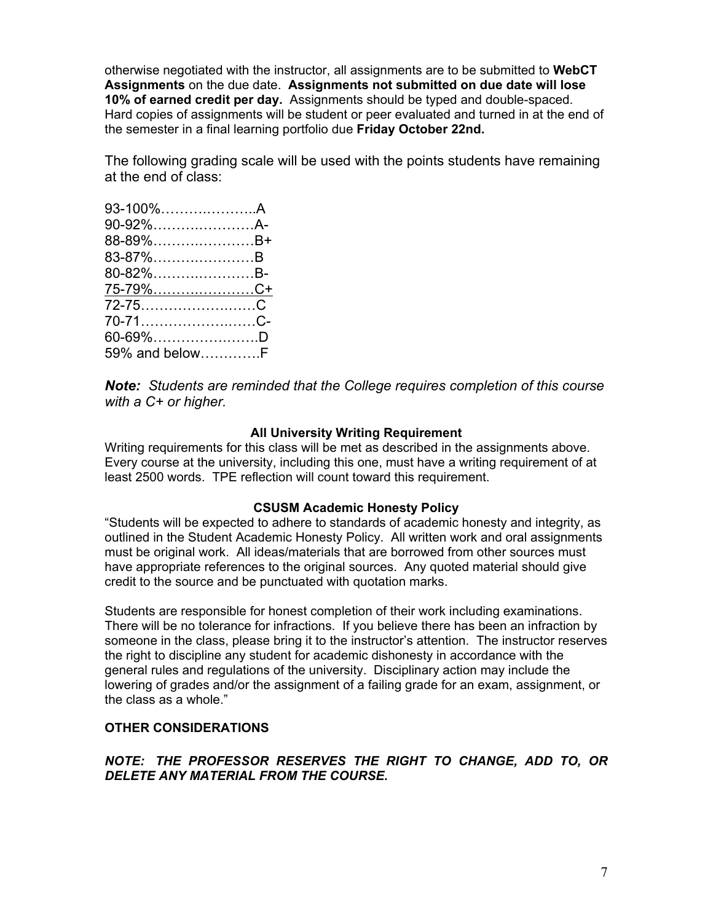otherwise negotiated with the instructor, all assignments are to be submitted to **WebCT Assignments** on the due date. **Assignments not submitted on due date will lose 10% of earned credit per day.** Assignments should be typed and double-spaced. Hard copies of assignments will be student or peer evaluated and turned in at the end of the semester in a final learning portfolio due **Friday October 22nd.**

The following grading scale will be used with the points students have remaining at the end of class:

93-100%…………………A
90-92%…………………A-
88-89%…………………B+
83-87%…………………B
80-82%…………………B-
<u>75-79%…………………C+</u>
72-75……………………C
70-71……………………C-
60-69%…………………D
59% and below…………F

***Note:*** *Students are reminded that the College requires completion of this course with a C+ or higher.*

**All University Writing Requirement**

Writing requirements for this class will be met as described in the assignments above. Every course at the university, including this one, must have a writing requirement of at least 2500 words. TPE reflection will count toward this requirement.

**CSUSM Academic Honesty Policy**

"Students will be expected to adhere to standards of academic honesty and integrity, as outlined in the Student Academic Honesty Policy. All written work and oral assignments must be original work. All ideas/materials that are borrowed from other sources must have appropriate references to the original sources. Any quoted material should give credit to the source and be punctuated with quotation marks.

Students are responsible for honest completion of their work including examinations. There will be no tolerance for infractions. If you believe there has been an infraction by someone in the class, please bring it to the instructor's attention. The instructor reserves the right to discipline any student for academic dishonesty in accordance with the general rules and regulations of the university. Disciplinary action may include the lowering of grades and/or the assignment of a failing grade for an exam, assignment, or the class as a whole."

**OTHER CONSIDERATIONS**

***NOTE: THE PROFESSOR RESERVES THE RIGHT TO CHANGE, ADD TO, OR DELETE ANY MATERIAL FROM THE COURSE.***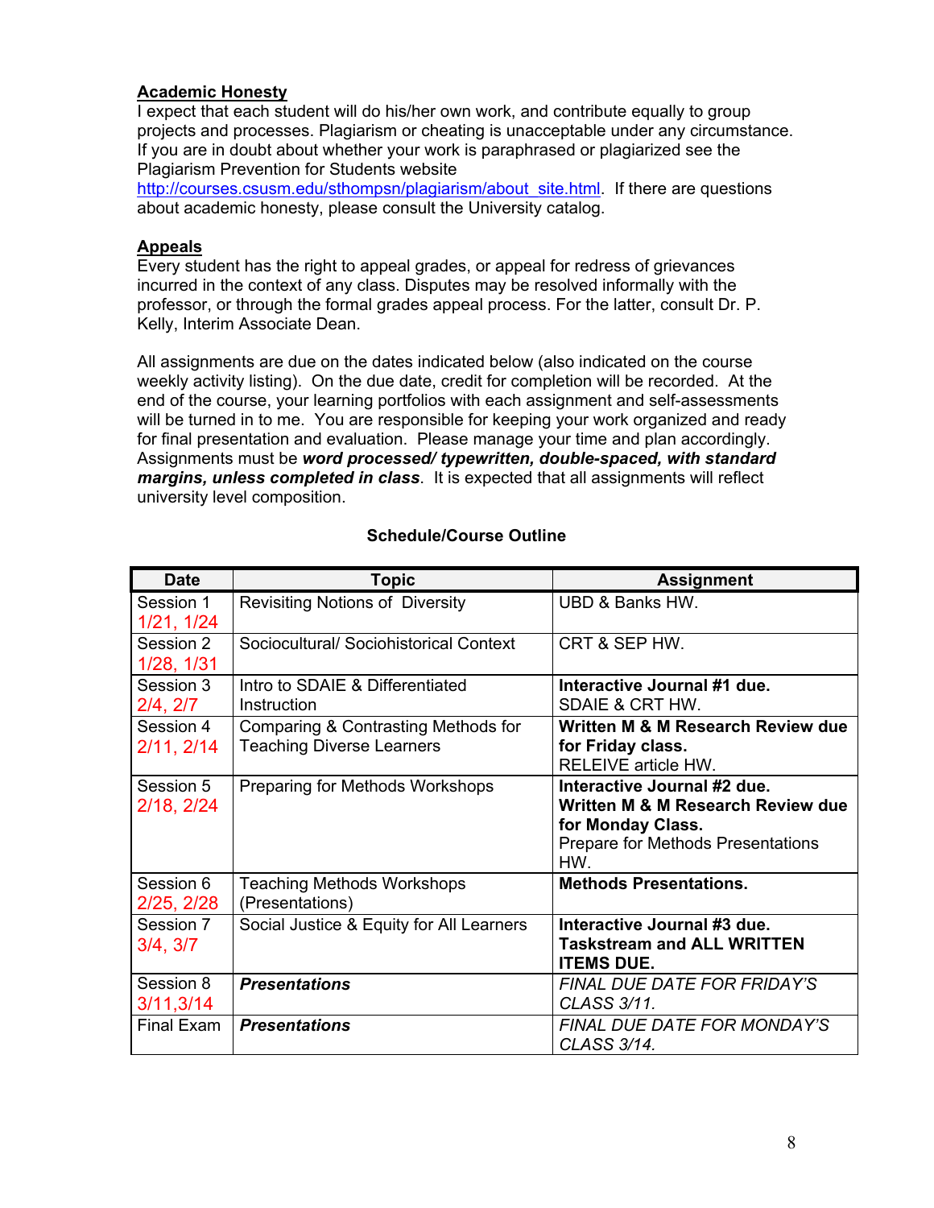**Academic Honesty**

I expect that each student will do his/her own work, and contribute equally to group projects and processes. Plagiarism or cheating is unacceptable under any circumstance. If you are in doubt about whether your work is paraphrased or plagiarized see the Plagiarism Prevention for Students website http://courses.csusm.edu/sthompsn/plagiarism/about_site.html. If there are questions about academic honesty, please consult the University catalog.

**Appeals**

Every student has the right to appeal grades, or appeal for redress of grievances incurred in the context of any class. Disputes may be resolved informally with the professor, or through the formal grades appeal process. For the latter, consult Dr. P. Kelly, Interim Associate Dean.

All assignments are due on the dates indicated below (also indicated on the course weekly activity listing). On the due date, credit for completion will be recorded. At the end of the course, your learning portfolios with each assignment and self-assessments will be turned in to me. You are responsible for keeping your work organized and ready for final presentation and evaluation. Please manage your time and plan accordingly. Assignments must be ***word processed/ typewritten, double-spaced, with standard margins, unless completed in class***. It is expected that all assignments will reflect university level composition.

**Schedule/Course Outline**

| Date | Topic | Assignment |
|---|---|---|
| Session 1 1/21, 1/24 | Revisiting Notions of Diversity | UBD & Banks HW. |
| Session 2 1/28, 1/31 | Sociocultural/ Sociohistorical Context | CRT & SEP HW. |
| Session 3 2/4, 2/7 | Intro to SDAIE & Differentiated Instruction | **Interactive Journal #1 due.** SDAIE & CRT HW. |
| Session 4 2/11, 2/14 | Comparing & Contrasting Methods for Teaching Diverse Learners | **Written M & M Research Review due for Friday class.** RELEIVE article HW. |
| Session 5 2/18, 2/24 | Preparing for Methods Workshops | **Interactive Journal #2 due. Written M & M Research Review due for Monday Class.** Prepare for Methods Presentations HW. |
| Session 6 2/25, 2/28 | Teaching Methods Workshops (Presentations) | **Methods Presentations.** |
| Session 7 3/4, 3/7 | Social Justice & Equity for All Learners | **Interactive Journal #3 due. Taskstream and ALL WRITTEN ITEMS DUE.** |
| Session 8 3/11,3/14 | ***Presentations*** | *FINAL DUE DATE FOR FRIDAY'S CLASS 3/11.* |
| Final Exam | ***Presentations*** | *FINAL DUE DATE FOR MONDAY'S CLASS 3/14.* |